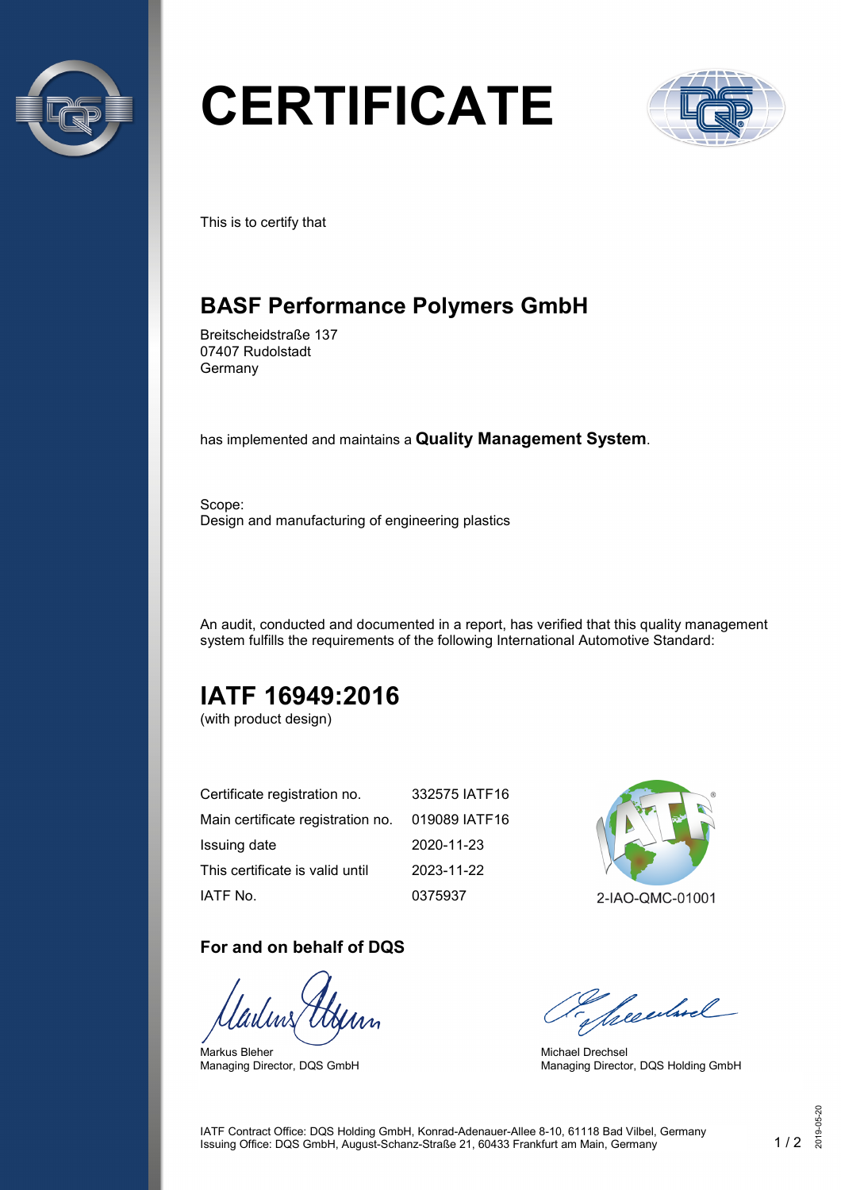# CERTIFICATE

This is to certify that

## BASF Performance Polymers GmbH

Breitscheidstraße 137
07407 Rudolstadt
Germany

has implemented and maintains a **Quality Management System**.

Scope:
Design and manufacturing of engineering plastics

An audit, conducted and documented in a report, has verified that this quality management system fulfills the requirements of the following International Automotive Standard:

## IATF 16949:2016

(with product design)

| | |
|---|---|
| Certificate registration no. | 332575 IATF16 |
| Main certificate registration no. | 019089 IATF16 |
| Issuing date | 2020-11-23 |
| This certificate is valid until | 2023-11-22 |
| IATF No. | 0375937 |

2-IAO-QMC-01001

**For and on behalf of DQS**

Markus Bleher
Managing Director, DQS GmbH

Michael Drechsel
Managing Director, DQS Holding GmbH

IATF Contract Office: DQS Holding GmbH, Konrad-Adenauer-Allee 8-10, 61118 Bad Vilbel, Germany
Issuing Office: DQS GmbH, August-Schanz-Straße 21, 60433 Frankfurt am Main, Germany

2019-05-20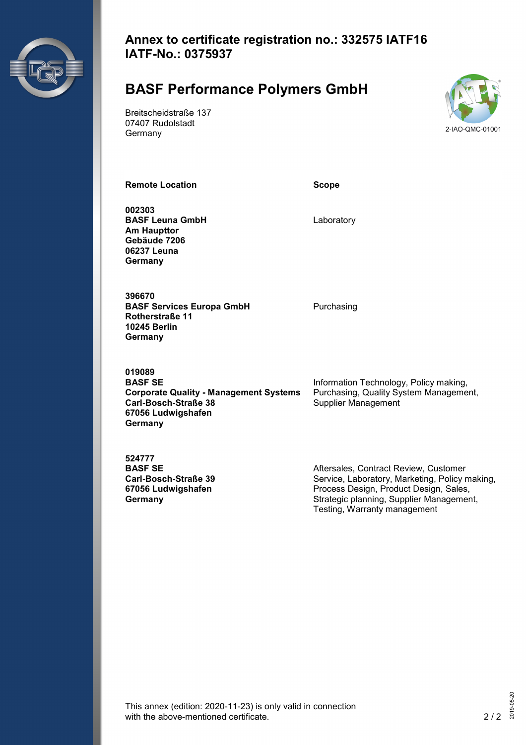# Annex to certificate registration no.: 332575 IATF16
# IATF-No.: 0375937

## BASF Performance Polymers GmbH

Breitscheidstraße 137
07407 Rudolstadt
Germany

2-IAO-QMC-01001

| Remote Location | Scope |
| --- | --- |
| **002303**<br>**BASF Leuna GmbH**<br>**Am Haupttor**<br>**Gebäude 7206**<br>**06237 Leuna**<br>**Germany** | Laboratory |
| **396670**<br>**BASF Services Europa GmbH**<br>**Rotherstraße 11**<br>**10245 Berlin**<br>**Germany** | Purchasing |
| **019089**<br>**BASF SE**<br>**Corporate Quality - Management Systems**<br>**Carl-Bosch-Straße 38**<br>**67056 Ludwigshafen**<br>**Germany** | Information Technology, Policy making, Purchasing, Quality System Management, Supplier Management |
| **524777**<br>**BASF SE**<br>**Carl-Bosch-Straße 39**<br>**67056 Ludwigshafen**<br>**Germany** | Aftersales, Contract Review, Customer Service, Laboratory, Marketing, Policy making, Process Design, Product Design, Sales, Strategic planning, Supplier Management, Testing, Warranty management |

This annex (edition: 2020-11-23) is only valid in connection with the above-mentioned certificate.